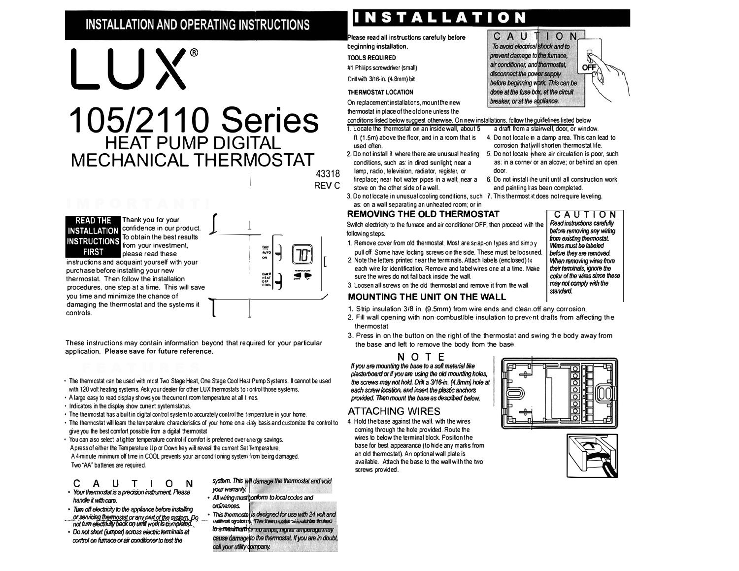# INSTALLATION AND OPERATING INSTRUCTIONS

# LUX®

# 105/2110 Series

## HEAT PUMP DIGITAL MECHANICAL THERMOSTAT

43318
REV C

## IMPORTANT!

**READ THE INSTALLATION INSTRUCTIONS FIRST**

Thank you for your confidence in our product. To obtain the best results from your investment, please read these instructions and acquaint yourself with your purchase before installing your new thermostat. Then follow the installation procedures, one step at a time. This will save you time and minimize the chance of damaging the thermostat and the systems it controls.

These instructions may contain information beyond that required for your particular application. **Please save for future reference.**

## FEATURES

- The thermostat can be used with most Two Stage Heat, One Stage Cool Heat Pump Systems. It cannot be used with 120 volt heating systems. Ask your dealer for other LUX thermostats to control those systems.
- A large easy to read display shows you the current room temperature at all times.
- Indicators in the display show current system status.
- The thermostat has a built in digital control system to accurately control the temperature in your home.
- The thermostat will learn the temperature characteristics of your home on a daily basis and customize the control to give you the best comfort possible from a digital thermostat.
- You can also select a tighter temperature control if comfort is preferred over energy savings.

A press of either the Temperature Up or Down key will reveal the current Set Temperature.

A 4-minute minimum off time in COOL prevents your air conditioning system from being damaged.

Two "AA" batteries are required.

## CAUTION

- *Your thermostat is a precision instrument. Please handle it with care.*
- *Turn off electricity to the appliance before installing or servicing thermostat or any part of the system. Do not turn electricity back on until work is completed.*
- *Do not short (jumper) across electric terminals at control on furnace or air conditioner to test the system. This will damage the thermostat and void your warranty.*
- *All wiring must conform to local codes and ordinances.*
- *This thermostat is designed for use with 24 volt and millivolt systems. The thermostat should be limited to a maximum of 1.0 amps; higher amperage may cause damage to the thermostat. If you are in doubt, call your utility company.*

# INSTALLATION

**Please read all instructions carefully before beginning installation.**

**TOOLS REQUIRED**

#1 Phillips screwdriver (small)

Drill with 3/16-in. (4.8mm) bit

### CAUTION

*To avoid electrical shock and to prevent damage to the furnace, air conditioner, and thermostat, disconnect the power supply before beginning work. This can be done at the fuse box, at the circuit breaker, or at the appliance.*

**THERMOSTAT LOCATION**

On replacement installations, mount the new thermostat in place of the old one unless the conditions listed below suggest otherwise. On new installations, follow the guidelines listed below.

1. Locate the thermostat on an inside wall, about 5 ft. (1.5m) above the floor, and in a room that is used often.
2. Do not install it where there are unusual heating conditions, such as: in direct sunlight; near a lamp, radio, television, radiator, register, or fireplace; near hot water pipes in a wall; near a stove on the other side of a wall.
3. Do not locate in unusual cooling conditions, such as: on a wall separating an unheated room; or in a draft from a stairwell, door, or window.
4. Do not locate in a damp area. This can lead to corrosion that will shorten thermostat life.
5. Do not locate where air circulation is poor, such as: in a corner or an alcove; or behind an open door.
6. Do not install the unit until all construction work and painting has been completed.
7. This thermostat does not require leveling.

## REMOVING THE OLD THERMOSTAT

Switch electricity to the furnace and air conditioner OFF; then proceed with the following steps.

1. Remove cover from old thermostat. Most are snap-on types and simply pull off. Some have locking screws on the side. These must be loosened.
2. Note the letters printed near the terminals. Attach labels (enclosed) to each wire for identification. Remove and label wires one at a time. Make sure the wires do not fall back inside the wall.
3. Loosen all screws on the old thermostat and remove it from the wall.

### CAUTION

*Read instructions carefully before removing any wiring from existing thermostat. Wires must be labeled before they are removed. When removing wires from their terminals, ignore the color of the wires since these may not comply with the standard.*

## MOUNTING THE UNIT ON THE WALL

1. Strip insulation 3/8 in. (9.5mm) from wire ends and clean off any corrosion.
2. Fill wall opening with non-combustible insulation to prevent drafts from affecting the thermostat
3. Press in on the button on the right of the thermostat and swing the body away from the base and left to remove the body from the base.

### NOTE

*If you are mounting the base to a soft material like plasterboard or if you are using the old mounting holes, the screws may not hold. Drill a 3/16-in. (4.8mm) hole at each screw location, and insert the plastic anchors provided. Then mount the base as described below.*

## ATTACHING WIRES

4. Hold the base against the wall, with the wires coming through the hole provided. Route the wires to below the terminal block. Position the base for best appearance (to hide any marks from an old thermostat). An optional wall plate is available. Attach the base to the wall with the two screws provided.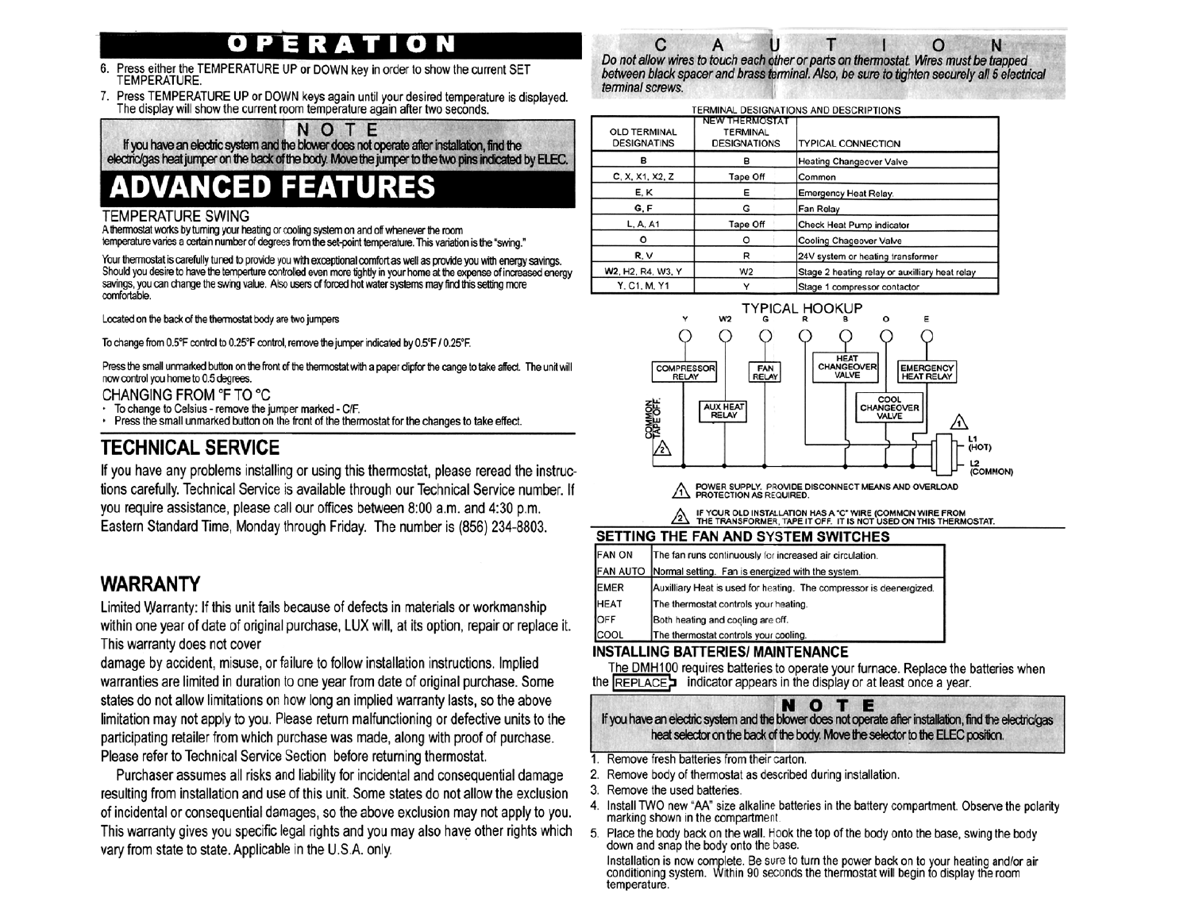# OPERATION

6. Press either the TEMPERATURE UP or DOWN key in order to show the current SET TEMPERATURE.
7. Press TEMPERATURE UP or DOWN keys again until your desired temperature is displayed. The display will show the current room temperature again after two seconds.

**NOTE**

If you have an electric system and the blower does not operate after installation, find the electric/gas heat jumper on the back of the body. Move the jumper to the two pins indicated by ELEC.

# ADVANCED FEATURES

## TEMPERATURE SWING

A thermostat works by turning your heating or cooling system on and off whenever the room temperature varies a certain number of degrees from the set-point temperature. This variation is the "swing."

Your thermostat is carefully tuned to provide you with exceptional comfort as well as provide you with energy savings. Should you desire to have the temperture controlled even more tightly in your home at the expense of increased energy savings, you can change the swing value. Also users of forced hot water systems may find this setting more comfortable.

Located on the back of the thermostat body are two jumpers

To change from 0.5°F control to 0.25°F control, remove the jumper indicated by 0.5°F / 0.25°F.

Press the small unmarked button on the front of the thermostat with a paper clipfor the cange to take affect. The unit will now control you home to 0.5 degrees.

## CHANGING FROM °F TO °C

- To change to Celsius - remove the jumper marked - C/F.
- Press the small unmarked button on the front of the thermostat for the changes to take effect.

## TECHNICAL SERVICE

If you have any problems installing or using this thermostat, please reread the instructions carefully. Technical Service is available through our Technical Service number. If you require assistance, please call our offices between 8:00 a.m. and 4:30 p.m. Eastern Standard Time, Monday through Friday. The number is (856) 234-8803.

## WARRANTY

Limited Warranty: If this unit fails because of defects in materials or workmanship within one year of date of original purchase, LUX will, at its option, repair or replace it. This warranty does not cover
damage by accident, misuse, or failure to follow installation instructions. Implied warranties are limited in duration to one year from date of original purchase. Some states do not allow limitations on how long an implied warranty lasts, so the above limitation may not apply to you. Please return malfunctioning or defective units to the participating retailer from which purchase was made, along with proof of purchase. Please refer to Technical Service Section before returning thermostat.

Purchaser assumes all risks and liability for incidental and consequential damage resulting from installation and use of this unit. Some states do not allow the exclusion of incidental or consequential damages, so the above exclusion may not apply to you. This warranty gives you specific legal rights and you may also have other rights which vary from state to state. Applicable in the U.S.A. only.

**CAUTION**

*Do not allow wires to touch each other or parts on thermostat. Wires must be trapped between black spacer and brass terminal. Also, be sure to tighten securely all 5 electrical terminal screws.*

TERMINAL DESIGNATIONS AND DESCRIPTIONS

| OLD TERMINAL DESIGNATINS | NEW THERMOSTAT TERMINAL DESIGNATIONS | TYPICAL CONNECTION |
|---|---|---|
| B | B | Heating Changeover Valve |
| C, X, X1, X2, Z | Tape Off | Common |
| E, K | E | Emergency Heat Relay |
| G, F | G | Fan Relay |
| L, A, A1 | Tape Off | Check Heat Pump indicator |
| O | O | Cooling Chageover Valve |
| R, V | R | 24V system or heating transformer |
| W2, H2, R4, W3, Y | W2 | Stage 2 heating relay or auxilliary heat relay |
| Y, C1, M, Y1 | Y | Stage 1 compressor contactor |

TYPICAL HOOKUP

Y W2 G R B O E

COMPRESSOR RELAY
FAN RELAY
HEAT CHANGEOVER VALVE
EMERGENCY HEAT RELAY
AUX HEAT RELAY
COOL CHANGEOVER VALVE
COMMON TAPE OFF
L1 (HOT)
L2 (COMMON)

1. POWER SUPPLY. PROVIDE DISCONNECT MEANS AND OVERLOAD PROTECTION AS REQUIRED.

2. IF YOUR OLD INSTALLATION HAS A "C" WIRE (COMMON WIRE FROM THE TRANSFORMER, TAPE IT OFF. IT IS NOT USED ON THIS THERMOSTAT.

## SETTING THE FAN AND SYSTEM SWITCHES

| | |
|---|---|
| FAN ON | The fan runs continuously for increased air circulation. |
| FAN AUTO | Normal setting. Fan is energized with the system. |
| EMER | Auxilliary Heat is used for heating. The compressor is deenergized. |
| HEAT | The thermostat controls your heating. |
| OFF | Both heating and cooling are off. |
| COOL | The thermostat controls your cooling. |

## INSTALLING BATTERIES/ MAINTENANCE

The DMH100 requires batteries to operate your furnace. Replace the batteries when the REPLACE indicator appears in the display or at least once a year.

**NOTE**

If you have an electric system and the blower does not operate after installation, find the electric/gas heat selector on the back of the body. Move the selector to the ELEC position.

1. Remove fresh batteries from their carton.
2. Remove body of thermostat as described during installation.
3. Remove the used batteries.
4. Install TWO new "AA" size alkaline batteries in the battery compartment. Observe the polarity marking shown in the compartment.
5. Place the body back on the wall. Hook the top of the body onto the base, swing the body down and snap the body onto the base.

   Installation is now complete. Be sure to turn the power back on to your heating and/or air conditioning system. Within 90 seconds the thermostat will begin to display the room temperature.